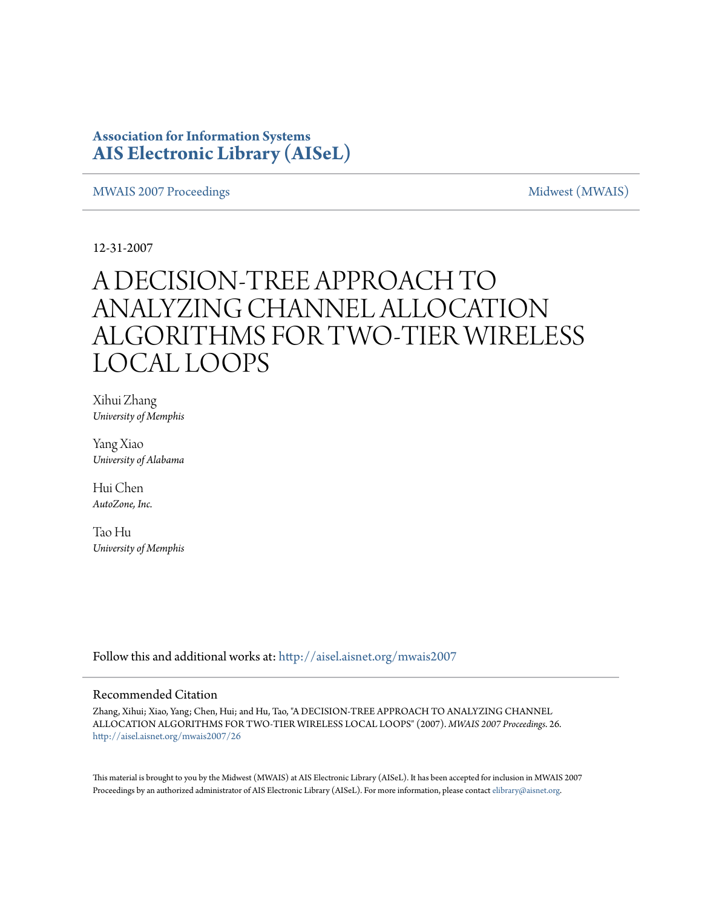**Association for Information Systems**
**AIS Electronic Library (AISeL)**

MWAIS 2007 Proceedings | Midwest (MWAIS)

12-31-2007

# A DECISION-TREE APPROACH TO ANALYZING CHANNEL ALLOCATION ALGORITHMS FOR TWO-TIER WIRELESS LOCAL LOOPS

Xihui Zhang
*University of Memphis*

Yang Xiao
*University of Alabama*

Hui Chen
*AutoZone, Inc.*

Tao Hu
*University of Memphis*

Follow this and additional works at: http://aisel.aisnet.org/mwais2007

## Recommended Citation

Zhang, Xihui; Xiao, Yang; Chen, Hui; and Hu, Tao, "A DECISION-TREE APPROACH TO ANALYZING CHANNEL ALLOCATION ALGORITHMS FOR TWO-TIER WIRELESS LOCAL LOOPS" (2007). *MWAIS 2007 Proceedings*. 26.
http://aisel.aisnet.org/mwais2007/26

This material is brought to you by the Midwest (MWAIS) at AIS Electronic Library (AISeL). It has been accepted for inclusion in MWAIS 2007 Proceedings by an authorized administrator of AIS Electronic Library (AISeL). For more information, please contact elibrary@aisnet.org.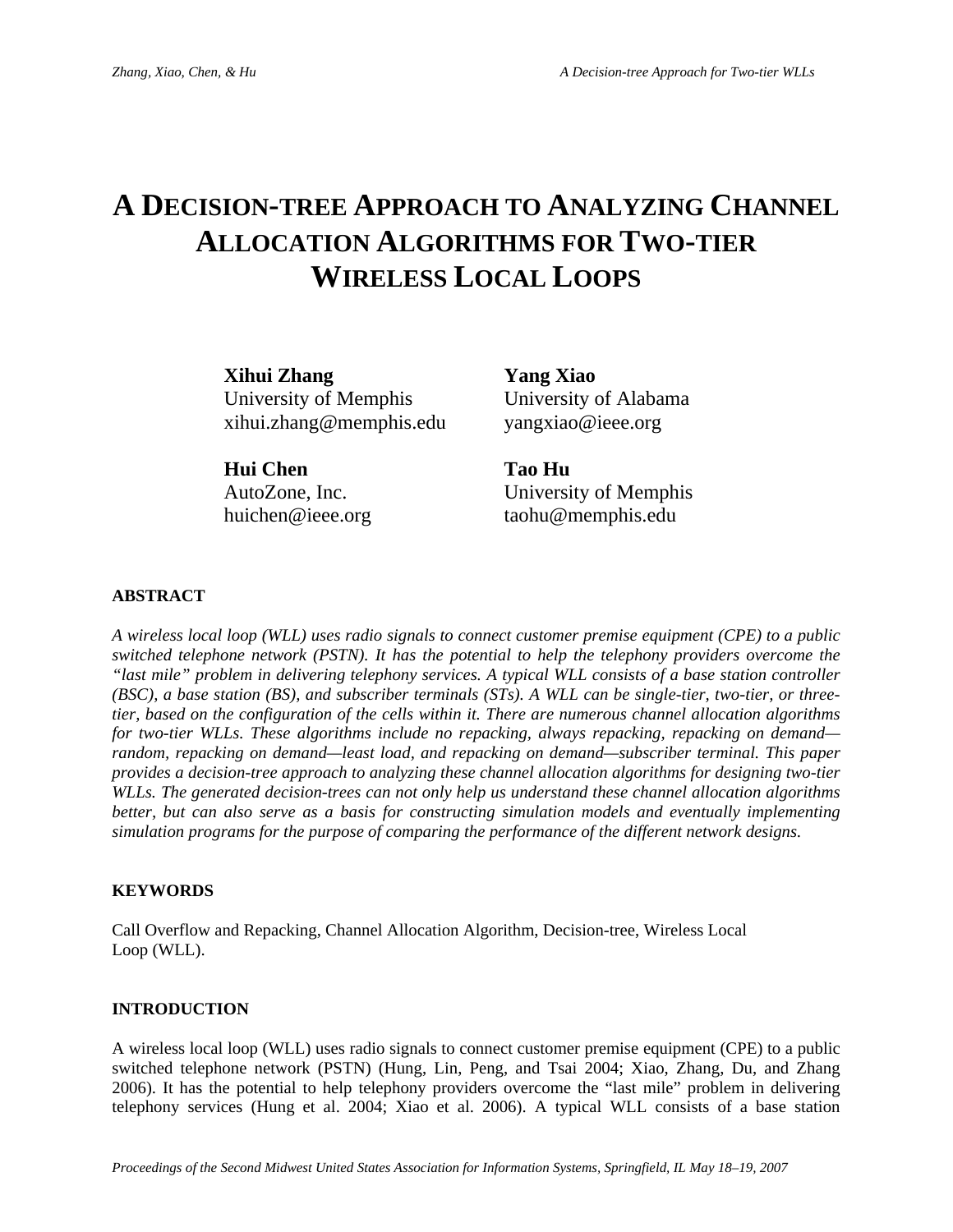# A Decision-tree Approach to Analyzing Channel Allocation Algorithms for Two-tier Wireless Local Loops

**Xihui Zhang**
University of Memphis
xihui.zhang@memphis.edu

**Yang Xiao**
University of Alabama
yangxiao@ieee.org

**Hui Chen**
AutoZone, Inc.
huichen@ieee.org

**Tao Hu**
University of Memphis
taohu@memphis.edu

## ABSTRACT

*A wireless local loop (WLL) uses radio signals to connect customer premise equipment (CPE) to a public switched telephone network (PSTN). It has the potential to help the telephony providers overcome the "last mile" problem in delivering telephony services. A typical WLL consists of a base station controller (BSC), a base station (BS), and subscriber terminals (STs). A WLL can be single-tier, two-tier, or three-tier, based on the configuration of the cells within it. There are numerous channel allocation algorithms for two-tier WLLs. These algorithms include no repacking, always repacking, repacking on demand—random, repacking on demand—least load, and repacking on demand—subscriber terminal. This paper provides a decision-tree approach to analyzing these channel allocation algorithms for designing two-tier WLLs. The generated decision-trees can not only help us understand these channel allocation algorithms better, but can also serve as a basis for constructing simulation models and eventually implementing simulation programs for the purpose of comparing the performance of the different network designs.*

## KEYWORDS

Call Overflow and Repacking, Channel Allocation Algorithm, Decision-tree, Wireless Local Loop (WLL).

## INTRODUCTION

A wireless local loop (WLL) uses radio signals to connect customer premise equipment (CPE) to a public switched telephone network (PSTN) (Hung, Lin, Peng, and Tsai 2004; Xiao, Zhang, Du, and Zhang 2006). It has the potential to help telephony providers overcome the "last mile" problem in delivering telephony services (Hung et al. 2004; Xiao et al. 2006). A typical WLL consists of a base station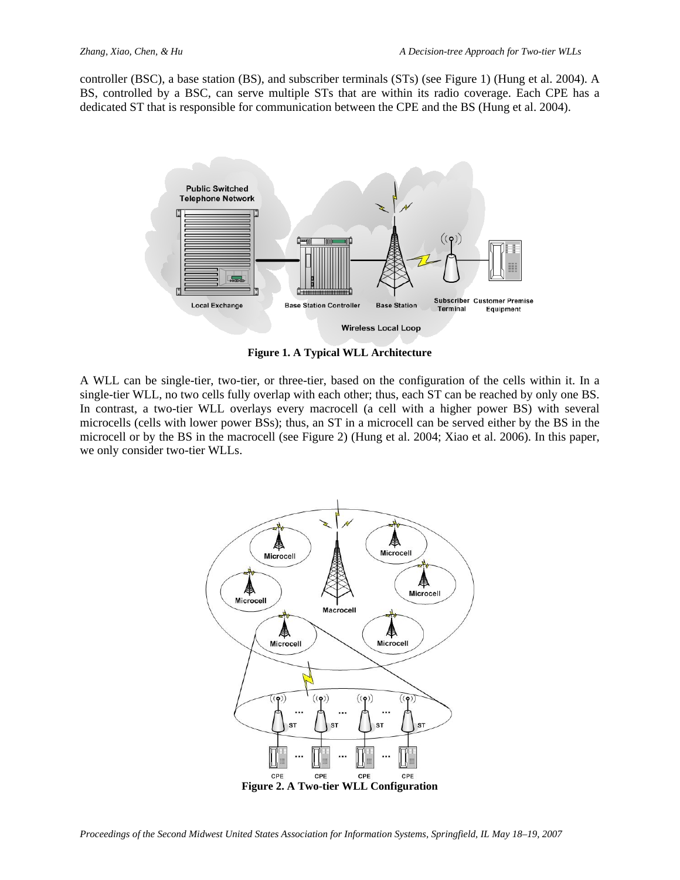controller (BSC), a base station (BS), and subscriber terminals (STs) (see Figure 1) (Hung et al. 2004). A BS, controlled by a BSC, can serve multiple STs that are within its radio coverage. Each CPE has a dedicated ST that is responsible for communication between the CPE and the BS (Hung et al. 2004).

**Figure 1. A Typical WLL Architecture**

A WLL can be single-tier, two-tier, or three-tier, based on the configuration of the cells within it. In a single-tier WLL, no two cells fully overlap with each other; thus, each ST can be reached by only one BS. In contrast, a two-tier WLL overlays every macrocell (a cell with a higher power BS) with several microcells (cells with lower power BSs); thus, an ST in a microcell can be served either by the BS in the microcell or by the BS in the macrocell (see Figure 2) (Hung et al. 2004; Xiao et al. 2006). In this paper, we only consider two-tier WLLs.

**Figure 2. A Two-tier WLL Configuration**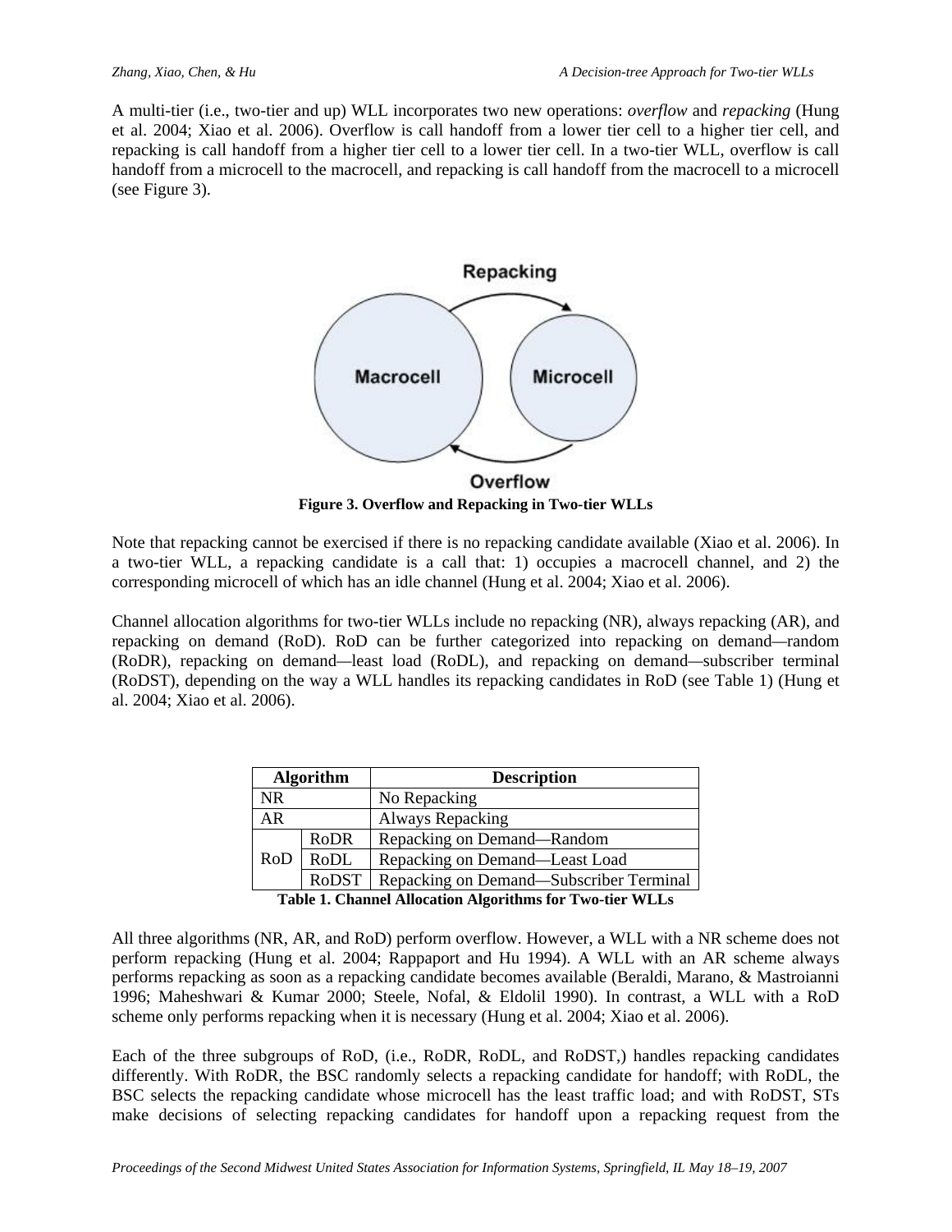A multi-tier (i.e., two-tier and up) WLL incorporates two new operations: *overflow* and *repacking* (Hung et al. 2004; Xiao et al. 2006). Overflow is call handoff from a lower tier cell to a higher tier cell, and repacking is call handoff from a higher tier cell to a lower tier cell. In a two-tier WLL, overflow is call handoff from a microcell to the macrocell, and repacking is call handoff from the macrocell to a microcell (see Figure 3).

**Figure 3. Overflow and Repacking in Two-tier WLLs**

Note that repacking cannot be exercised if there is no repacking candidate available (Xiao et al. 2006). In a two-tier WLL, a repacking candidate is a call that: 1) occupies a macrocell channel, and 2) the corresponding microcell of which has an idle channel (Hung et al. 2004; Xiao et al. 2006).

Channel allocation algorithms for two-tier WLLs include no repacking (NR), always repacking (AR), and repacking on demand (RoD). RoD can be further categorized into repacking on demand—random (RoDR), repacking on demand—least load (RoDL), and repacking on demand—subscriber terminal (RoDST), depending on the way a WLL handles its repacking candidates in RoD (see Table 1) (Hung et al. 2004; Xiao et al. 2006).

| Algorithm | | Description |
|---|---|---|
| NR | | No Repacking |
| AR | | Always Repacking |
| RoD | RoDR | Repacking on Demand—Random |
| | RoDL | Repacking on Demand—Least Load |
| | RoDST | Repacking on Demand—Subscriber Terminal |

**Table 1. Channel Allocation Algorithms for Two-tier WLLs**

All three algorithms (NR, AR, and RoD) perform overflow. However, a WLL with a NR scheme does not perform repacking (Hung et al. 2004; Rappaport and Hu 1994). A WLL with an AR scheme always performs repacking as soon as a repacking candidate becomes available (Beraldi, Marano, & Mastroianni 1996; Maheshwari & Kumar 2000; Steele, Nofal, & Eldolil 1990). In contrast, a WLL with a RoD scheme only performs repacking when it is necessary (Hung et al. 2004; Xiao et al. 2006).

Each of the three subgroups of RoD, (i.e., RoDR, RoDL, and RoDST,) handles repacking candidates differently. With RoDR, the BSC randomly selects a repacking candidate for handoff; with RoDL, the BSC selects the repacking candidate whose microcell has the least traffic load; and with RoDST, STs make decisions of selecting repacking candidates for handoff upon a repacking request from the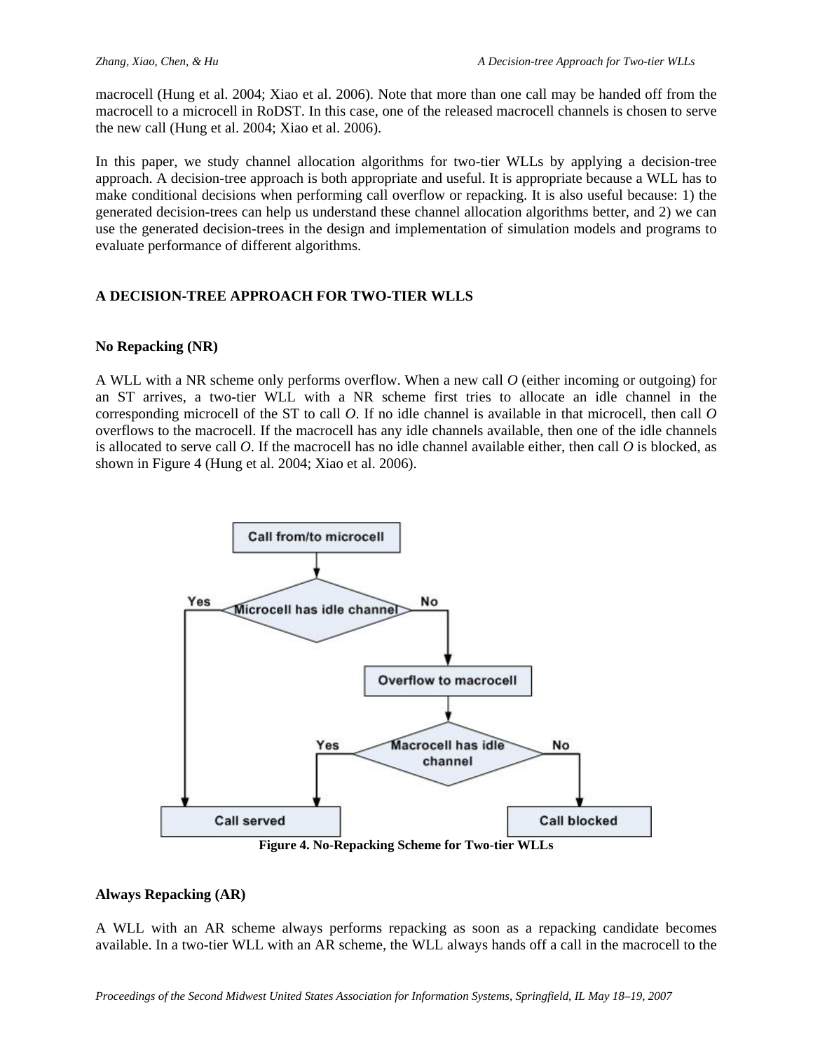macrocell (Hung et al. 2004; Xiao et al. 2006). Note that more than one call may be handed off from the macrocell to a microcell in RoDST. In this case, one of the released macrocell channels is chosen to serve the new call (Hung et al. 2004; Xiao et al. 2006).

In this paper, we study channel allocation algorithms for two-tier WLLs by applying a decision-tree approach. A decision-tree approach is both appropriate and useful. It is appropriate because a WLL has to make conditional decisions when performing call overflow or repacking. It is also useful because: 1) the generated decision-trees can help us understand these channel allocation algorithms better, and 2) we can use the generated decision-trees in the design and implementation of simulation models and programs to evaluate performance of different algorithms.

## A DECISION-TREE APPROACH FOR TWO-TIER WLLS

### No Repacking (NR)

A WLL with a NR scheme only performs overflow. When a new call *O* (either incoming or outgoing) for an ST arrives, a two-tier WLL with a NR scheme first tries to allocate an idle channel in the corresponding microcell of the ST to call *O*. If no idle channel is available in that microcell, then call *O* overflows to the macrocell. If the macrocell has any idle channels available, then one of the idle channels is allocated to serve call *O*. If the macrocell has no idle channel available either, then call *O* is blocked, as shown in Figure 4 (Hung et al. 2004; Xiao et al. 2006).

Call from/to microcell

Microcell has idle channel — Yes / No

Overflow to macrocell

Macrocell has idle channel — Yes / No

Call served

Call blocked

**Figure 4. No-Repacking Scheme for Two-tier WLLs**

### Always Repacking (AR)

A WLL with an AR scheme always performs repacking as soon as a repacking candidate becomes available. In a two-tier WLL with an AR scheme, the WLL always hands off a call in the macrocell to the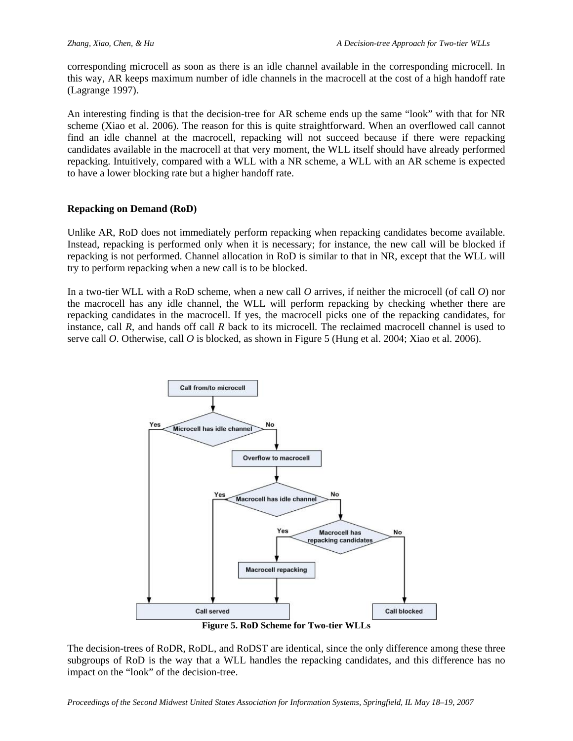corresponding microcell as soon as there is an idle channel available in the corresponding microcell. In this way, AR keeps maximum number of idle channels in the macrocell at the cost of a high handoff rate (Lagrange 1997).

An interesting finding is that the decision-tree for AR scheme ends up the same "look" with that for NR scheme (Xiao et al. 2006). The reason for this is quite straightforward. When an overflowed call cannot find an idle channel at the macrocell, repacking will not succeed because if there were repacking candidates available in the macrocell at that very moment, the WLL itself should have already performed repacking. Intuitively, compared with a WLL with a NR scheme, a WLL with an AR scheme is expected to have a lower blocking rate but a higher handoff rate.

### Repacking on Demand (RoD)

Unlike AR, RoD does not immediately perform repacking when repacking candidates become available. Instead, repacking is performed only when it is necessary; for instance, the new call will be blocked if repacking is not performed. Channel allocation in RoD is similar to that in NR, except that the WLL will try to perform repacking when a new call is to be blocked.

In a two-tier WLL with a RoD scheme, when a new call *O* arrives, if neither the microcell (of call *O*) nor the macrocell has any idle channel, the WLL will perform repacking by checking whether there are repacking candidates in the macrocell. If yes, the macrocell picks one of the repacking candidates, for instance, call *R*, and hands off call *R* back to its microcell. The reclaimed macrocell channel is used to serve call *O*. Otherwise, call *O* is blocked, as shown in Figure 5 (Hung et al. 2004; Xiao et al. 2006).

**Figure 5. RoD Scheme for Two-tier WLLs**

The decision-trees of RoDR, RoDL, and RoDST are identical, since the only difference among these three subgroups of RoD is the way that a WLL handles the repacking candidates, and this difference has no impact on the "look" of the decision-tree.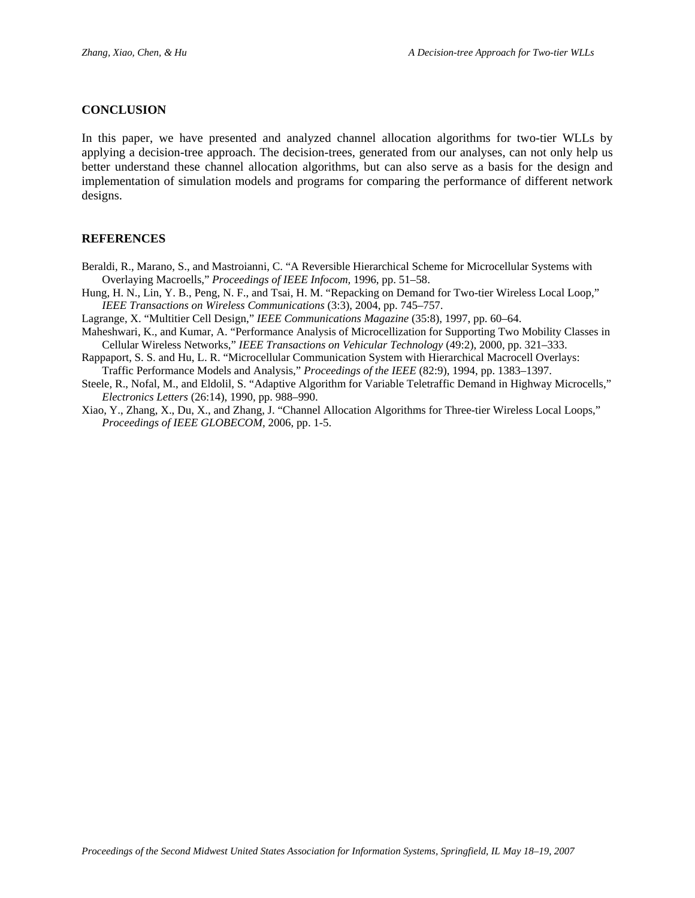## CONCLUSION

In this paper, we have presented and analyzed channel allocation algorithms for two-tier WLLs by applying a decision-tree approach. The decision-trees, generated from our analyses, can not only help us better understand these channel allocation algorithms, but can also serve as a basis for the design and implementation of simulation models and programs for comparing the performance of different network designs.

## REFERENCES

Beraldi, R., Marano, S., and Mastroianni, C. "A Reversible Hierarchical Scheme for Microcellular Systems with Overlaying Macroells," *Proceedings of IEEE Infocom*, 1996, pp. 51–58.

Hung, H. N., Lin, Y. B., Peng, N. F., and Tsai, H. M. "Repacking on Demand for Two-tier Wireless Local Loop," *IEEE Transactions on Wireless Communications* (3:3), 2004, pp. 745–757.

Lagrange, X. "Multitier Cell Design," *IEEE Communications Magazine* (35:8), 1997, pp. 60–64.

Maheshwari, K., and Kumar, A. "Performance Analysis of Microcellization for Supporting Two Mobility Classes in Cellular Wireless Networks," *IEEE Transactions on Vehicular Technology* (49:2), 2000, pp. 321–333.

Rappaport, S. S. and Hu, L. R. "Microcellular Communication System with Hierarchical Macrocell Overlays: Traffic Performance Models and Analysis," *Proceedings of the IEEE* (82:9), 1994, pp. 1383–1397.

Steele, R., Nofal, M., and Eldolil, S. "Adaptive Algorithm for Variable Teletraffic Demand in Highway Microcells," *Electronics Letters* (26:14), 1990, pp. 988–990.

Xiao, Y., Zhang, X., Du, X., and Zhang, J. "Channel Allocation Algorithms for Three-tier Wireless Local Loops," *Proceedings of IEEE GLOBECOM*, 2006, pp. 1-5.